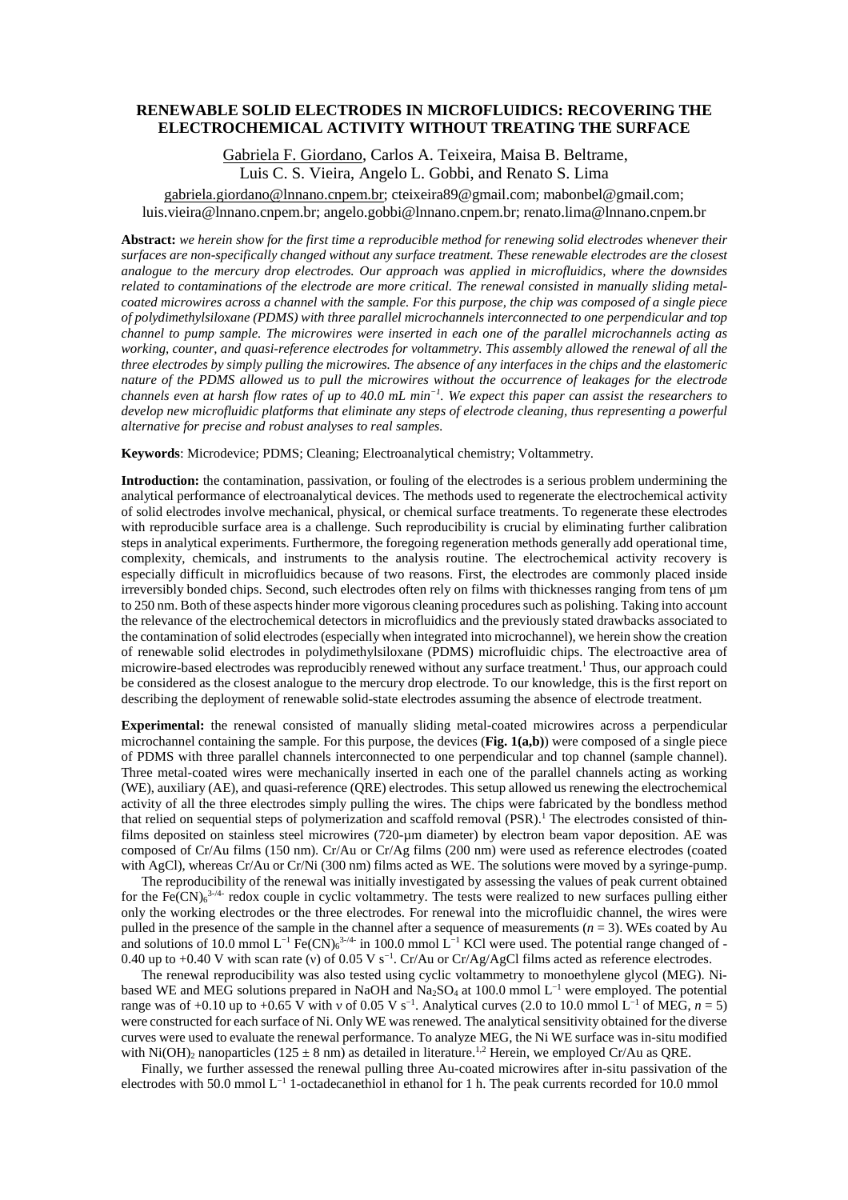# RENEWABLE SOLID ELECTRODES IN MICROFLUIDICS: RECOVERING THE ELECTROCHEMICAL ACTIVITY WITHOUT TREATING THE SURFACE

Gabriela F. Giordano, Carlos A. Teixeira, Maisa B. Beltrame, Luis C. S. Vieira, Angelo L. Gobbi, and Renato S. Lima

gabriela.giordano@lnnano.cnpem.br; cteixeira89@gmail.com; mabonbel@gmail.com; luis.vieira@lnnano.cnpem.br; angelo.gobbi@lnnano.cnpem.br; renato.lima@lnnano.cnpem.br

**Abstract:** *we herein show for the first time a reproducible method for renewing solid electrodes whenever their surfaces are non-specifically changed without any surface treatment. These renewable electrodes are the closest analogue to the mercury drop electrodes. Our approach was applied in microfluidics, where the downsides related to contaminations of the electrode are more critical. The renewal consisted in manually sliding metal-coated microwires across a channel with the sample. For this purpose, the chip was composed of a single piece of polydimethylsiloxane (PDMS) with three parallel microchannels interconnected to one perpendicular and top channel to pump sample. The microwires were inserted in each one of the parallel microchannels acting as working, counter, and quasi-reference electrodes for voltammetry. This assembly allowed the renewal of all the three electrodes by simply pulling the microwires. The absence of any interfaces in the chips and the elastomeric nature of the PDMS allowed us to pull the microwires without the occurrence of leakages for the electrode channels even at harsh flow rates of up to 40.0 mL min$^{-1}$. We expect this paper can assist the researchers to develop new microfluidic platforms that eliminate any steps of electrode cleaning, thus representing a powerful alternative for precise and robust analyses to real samples.*

**Keywords**: Microdevice; PDMS; Cleaning; Electroanalytical chemistry; Voltammetry.

**Introduction:** the contamination, passivation, or fouling of the electrodes is a serious problem undermining the analytical performance of electroanalytical devices. The methods used to regenerate the electrochemical activity of solid electrodes involve mechanical, physical, or chemical surface treatments. To regenerate these electrodes with reproducible surface area is a challenge. Such reproducibility is crucial by eliminating further calibration steps in analytical experiments. Furthermore, the foregoing regeneration methods generally add operational time, complexity, chemicals, and instruments to the analysis routine. The electrochemical activity recovery is especially difficult in microfluidics because of two reasons. First, the electrodes are commonly placed inside irreversibly bonded chips. Second, such electrodes often rely on films with thicknesses ranging from tens of µm to 250 nm. Both of these aspects hinder more vigorous cleaning procedures such as polishing. Taking into account the relevance of the electrochemical detectors in microfluidics and the previously stated drawbacks associated to the contamination of solid electrodes (especially when integrated into microchannel), we herein show the creation of renewable solid electrodes in polydimethylsiloxane (PDMS) microfluidic chips. The electroactive area of microwire-based electrodes was reproducibly renewed without any surface treatment.[1] Thus, our approach could be considered as the closest analogue to the mercury drop electrode. To our knowledge, this is the first report on describing the deployment of renewable solid-state electrodes assuming the absence of electrode treatment.

**Experimental:** the renewal consisted of manually sliding metal-coated microwires across a perpendicular microchannel containing the sample. For this purpose, the devices (**Fig. 1(a,b)**) were composed of a single piece of PDMS with three parallel channels interconnected to one perpendicular and top channel (sample channel). Three metal-coated wires were mechanically inserted in each one of the parallel channels acting as working (WE), auxiliary (AE), and quasi-reference (QRE) electrodes. This setup allowed us renewing the electrochemical activity of all the three electrodes simply pulling the wires. The chips were fabricated by the bondless method that relied on sequential steps of polymerization and scaffold removal (PSR).[1] The electrodes consisted of thin-films deposited on stainless steel microwires (720-µm diameter) by electron beam vapor deposition. AE was composed of Cr/Au films (150 nm). Cr/Au or Cr/Ag films (200 nm) were used as reference electrodes (coated with AgCl), whereas Cr/Au or Cr/Ni (300 nm) films acted as WE. The solutions were moved by a syringe-pump.

The reproducibility of the renewal was initially investigated by assessing the values of peak current obtained for the $Fe(CN)_6^{3-/4-}$ redox couple in cyclic voltammetry. The tests were realized to new surfaces pulling either only the working electrodes or the three electrodes. For renewal into the microfluidic channel, the wires were pulled in the presence of the sample in the channel after a sequence of measurements ($n = 3$). WEs coated by Au and solutions of 10.0 mmol L$^{-1}$ $Fe(CN)_6^{3-/4-}$ in 100.0 mmol L$^{-1}$ KCl were used. The potential range changed of -0.40 up to +0.40 V with scan rate (ν) of 0.05 V s$^{-1}$. Cr/Au or Cr/Ag/AgCl films acted as reference electrodes.

The renewal reproducibility was also tested using cyclic voltammetry to monoethylene glycol (MEG). Ni-based WE and MEG solutions prepared in NaOH and $Na_2SO_4$ at 100.0 mmol L$^{-1}$ were employed. The potential range was of +0.10 up to +0.65 V with ν of 0.05 V s$^{-1}$. Analytical curves (2.0 to 10.0 mmol L$^{-1}$ of MEG, $n = 5$) were constructed for each surface of Ni. Only WE was renewed. The analytical sensitivity obtained for the diverse curves were used to evaluate the renewal performance. To analyze MEG, the Ni WE surface was in-situ modified with $Ni(OH)_2$ nanoparticles (125 ± 8 nm) as detailed in literature.[1,2] Herein, we employed Cr/Au as QRE.

Finally, we further assessed the renewal pulling three Au-coated microwires after in-situ passivation of the electrodes with 50.0 mmol L$^{-1}$ 1-octadecanethiol in ethanol for 1 h. The peak currents recorded for 10.0 mmol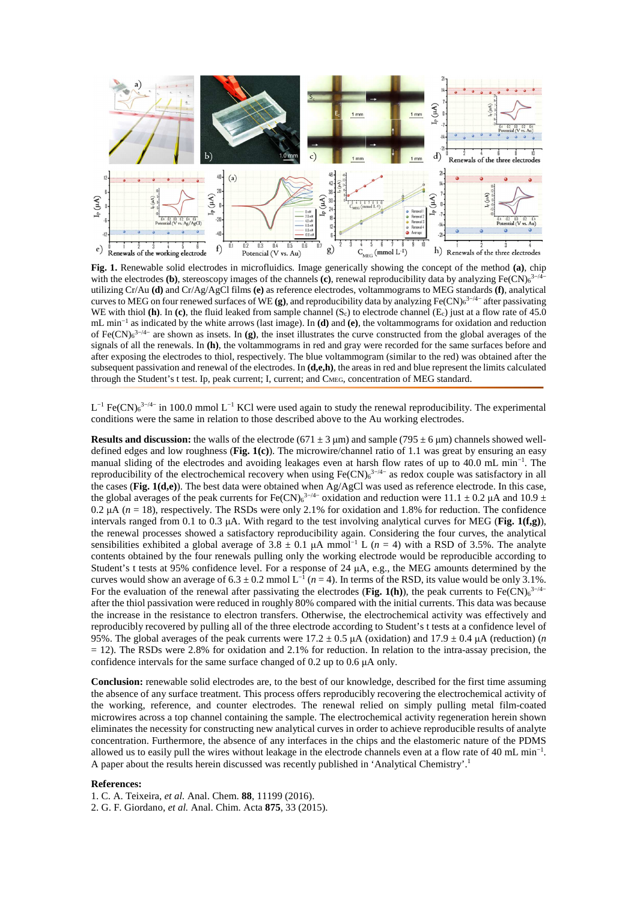a)

b) 1.0 mm

c) S_c E_c 1 mm 1 mm 1 mm 1 mm

d) Ip (μA) Renewals of the three electrodes Ip (μA) Potencial (V vs. Au)

e) Ip (μA) Renewals of the working electrode Ip (μA) Potential (V vs. Ag/AgCl)

f) Ip (μA) Potencial (V vs. Au) (a) 0 mM 2.0 mM 4.0 mM 6.0 mM 8.0 mM 10.0 mM

g) Ip (μA) C_MEG (mmol L⁻¹) Renewal 1 Renewal 2 Renewal 3 Renewal 4 Average

h) Ip (μA) Renewals of the three electrodes Potencial (V vs. Au)

**Fig. 1.** Renewable solid electrodes in microfluidics. Image generically showing the concept of the method **(a)**, chip with the electrodes **(b)**, stereoscopy images of the channels **(c)**, renewal reproducibility data by analyzing $Fe(CN)_6^{3-/4-}$ utilizing Cr/Au **(d)** and Cr/Ag/AgCl films **(e)** as reference electrodes, voltammograms to MEG standards **(f)**, analytical curves to MEG on four renewed surfaces of WE **(g)**, and reproducibility data by analyzing $Fe(CN)_6^{3-/4-}$ after passivating WE with thiol **(h)**. In **(c)**, the fluid leaked from sample channel ($S_c$) to electrode channel ($E_c$) just at a flow rate of 45.0 mL min$^{-1}$ as indicated by the white arrows (last image). In **(d)** and **(e)**, the voltammograms for oxidation and reduction of $Fe(CN)_6^{3-/4-}$ are shown as insets. In **(g)**, the inset illustrates the curve constructed from the global averages of the signals of all the renewals. In **(h)**, the voltammograms in red and gray were recorded for the same surfaces before and after exposing the electrodes to thiol, respectively. The blue voltammogram (similar to the red) was obtained after the subsequent passivation and renewal of the electrodes. In **(d,e,h)**, the areas in red and blue represent the limits calculated through the Student's t test. Ip, peak current; I, current; and C$_{MEG}$, concentration of MEG standard.

L$^{-1}$ $Fe(CN)_6^{3-/4-}$ in 100.0 mmol L$^{-1}$ KCl were used again to study the renewal reproducibility. The experimental conditions were the same in relation to those described above to the Au working electrodes.

**Results and discussion:** the walls of the electrode (671 ± 3 μm) and sample (795 ± 6 μm) channels showed well-defined edges and low roughness (**Fig. 1(c)**). The microwire/channel ratio of 1.1 was great by ensuring an easy manual sliding of the electrodes and avoiding leakages even at harsh flow rates of up to 40.0 mL min$^{-1}$. The reproducibility of the electrochemical recovery when using $Fe(CN)_6^{3-/4-}$ as redox couple was satisfactory in all the cases (**Fig. 1(d,e)**). The best data were obtained when Ag/AgCl was used as reference electrode. In this case, the global averages of the peak currents for $Fe(CN)_6^{3-/4-}$ oxidation and reduction were 11.1 ± 0.2 μA and 10.9 ± 0.2 μA ($n$ = 18), respectively. The RSDs were only 2.1% for oxidation and 1.8% for reduction. The confidence intervals ranged from 0.1 to 0.3 μA. With regard to the test involving analytical curves for MEG (**Fig. 1(f,g)**), the renewal processes showed a satisfactory reproducibility again. Considering the four curves, the analytical sensibilities exhibited a global average of 3.8 ± 0.1 μA mmol$^{-1}$ L ($n$ = 4) with a RSD of 3.5%. The analyte contents obtained by the four renewals pulling only the working electrode would be reproducible according to Student's t tests at 95% confidence level. For a response of 24 μA, e.g., the MEG amounts determined by the curves would show an average of 6.3 ± 0.2 mmol L$^{-1}$ ($n$ = 4). In terms of the RSD, its value would be only 3.1%. For the evaluation of the renewal after passivating the electrodes (**Fig. 1(h)**), the peak currents to $Fe(CN)_6^{3-/4-}$ after the thiol passivation were reduced in roughly 80% compared with the initial currents. This data was because the increase in the resistance to electron transfers. Otherwise, the electrochemical activity was effectively and reproducibly recovered by pulling all of the three electrode according to Student's t tests at a confidence level of 95%. The global averages of the peak currents were 17.2 ± 0.5 μA (oxidation) and 17.9 ± 0.4 μA (reduction) ($n$ = 12). The RSDs were 2.8% for oxidation and 2.1% for reduction. In relation to the intra-assay precision, the confidence intervals for the same surface changed of 0.2 up to 0.6 μA only.

**Conclusion:** renewable solid electrodes are, to the best of our knowledge, described for the first time assuming the absence of any surface treatment. This process offers reproducibly recovering the electrochemical activity of the working, reference, and counter electrodes. The renewal relied on simply pulling metal film-coated microwires across a top channel containing the sample. The electrochemical activity regeneration herein shown eliminates the necessity for constructing new analytical curves in order to achieve reproducible results of analyte concentration. Furthermore, the absence of any interfaces in the chips and the elastomeric nature of the PDMS allowed us to easily pull the wires without leakage in the electrode channels even at a flow rate of 40 mL min$^{-1}$. A paper about the results herein discussed was recently published in 'Analytical Chemistry'.[1]

**References:**

1. C. A. Teixeira, *et al.* Anal. Chem. **88**, 11199 (2016).
2. G. F. Giordano, *et al.* Anal. Chim. Acta **875**, 33 (2015).